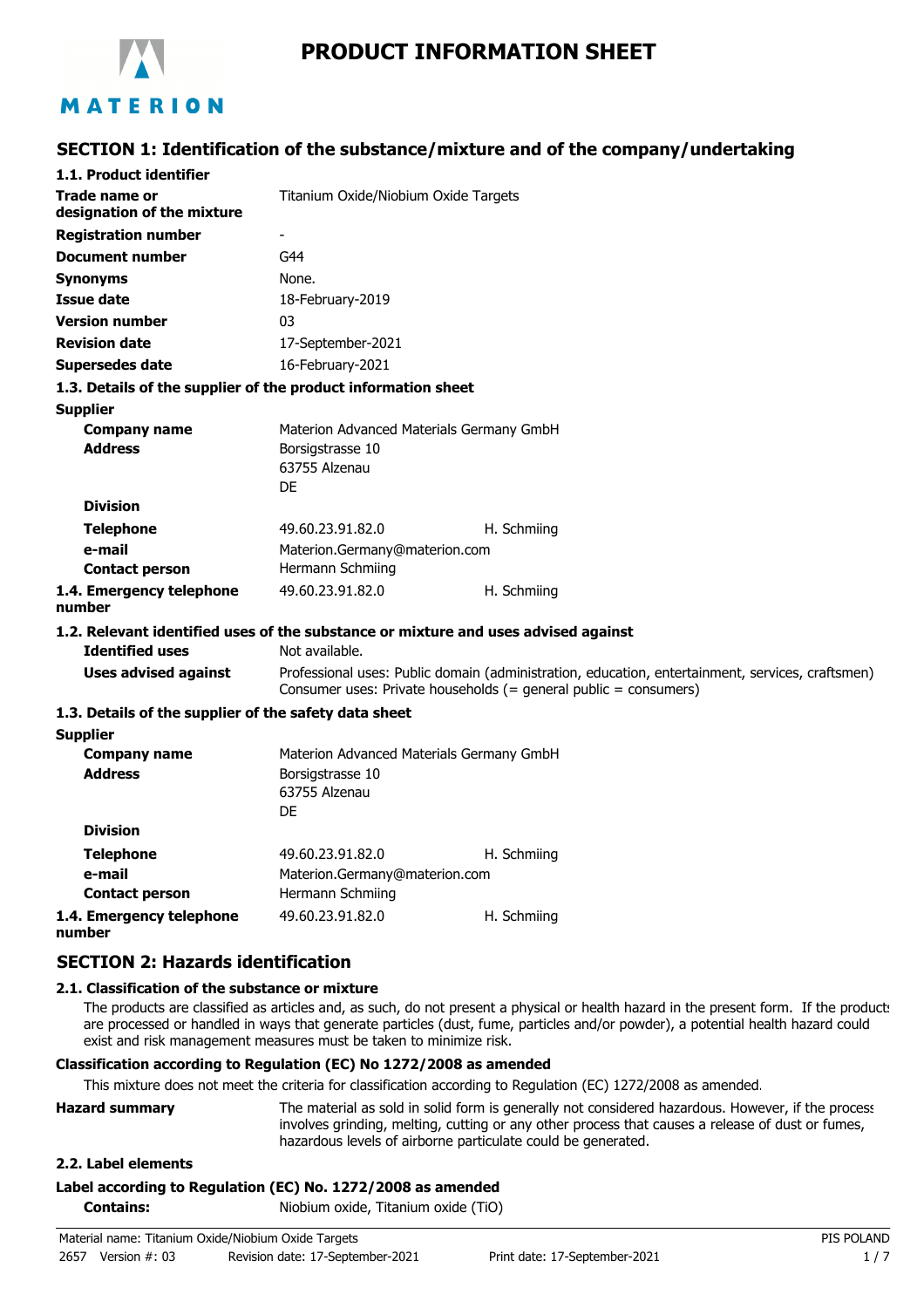# PRODUCT INFORMATION SHEET

## SECTION 1: Identification of the substance/mixture and of the company/undertaking

### 1.1. Product identifier

| | |
|---|---|
| **Trade name or designation of the mixture** | Titanium Oxide/Niobium Oxide Targets |
| **Registration number** | - |
| **Document number** | G44 |
| **Synonyms** | None. |
| **Issue date** | 18-February-2019 |
| **Version number** | 03 |
| **Revision date** | 17-September-2021 |
| **Supersedes date** | 16-February-2021 |

### 1.3. Details of the supplier of the product information sheet

**Supplier**

| | | |
|---|---|---|
| **Company name** | Materion Advanced Materials Germany GmbH | |
| **Address** | Borsigstrasse 10<br>63755 Alzenau<br>DE | |
| **Division** | | |
| **Telephone** | 49.60.23.91.82.0 | H. Schmiing |
| **e-mail** | Materion.Germany@materion.com | |
| **Contact person** | Hermann Schmiing | |
| **1.4. Emergency telephone number** | 49.60.23.91.82.0 | H. Schmiing |

### 1.2. Relevant identified uses of the substance or mixture and uses advised against

| | |
|---|---|
| **Identified uses** | Not available. |
| **Uses advised against** | Professional uses: Public domain (administration, education, entertainment, services, craftsmen)<br>Consumer uses: Private households (= general public = consumers) |

### 1.3. Details of the supplier of the safety data sheet

**Supplier**

| | | |
|---|---|---|
| **Company name** | Materion Advanced Materials Germany GmbH | |
| **Address** | Borsigstrasse 10<br>63755 Alzenau<br>DE | |
| **Division** | | |
| **Telephone** | 49.60.23.91.82.0 | H. Schmiing |
| **e-mail** | Materion.Germany@materion.com | |
| **Contact person** | Hermann Schmiing | |
| **1.4. Emergency telephone number** | 49.60.23.91.82.0 | H. Schmiing |

## SECTION 2: Hazards identification

### 2.1. Classification of the substance or mixture

The products are classified as articles and, as such, do not present a physical or health hazard in the present form. If the products are processed or handled in ways that generate particles (dust, fume, particles and/or powder), a potential health hazard could exist and risk management measures must be taken to minimize risk.

**Classification according to Regulation (EC) No 1272/2008 as amended**

This mixture does not meet the criteria for classification according to Regulation (EC) 1272/2008 as amended.

**Hazard summary**

The material as sold in solid form is generally not considered hazardous. However, if the process involves grinding, melting, cutting or any other process that causes a release of dust or fumes, hazardous levels of airborne particulate could be generated.

### 2.2. Label elements

**Label according to Regulation (EC) No. 1272/2008 as amended**

**Contains:** Niobium oxide, Titanium oxide (TiO)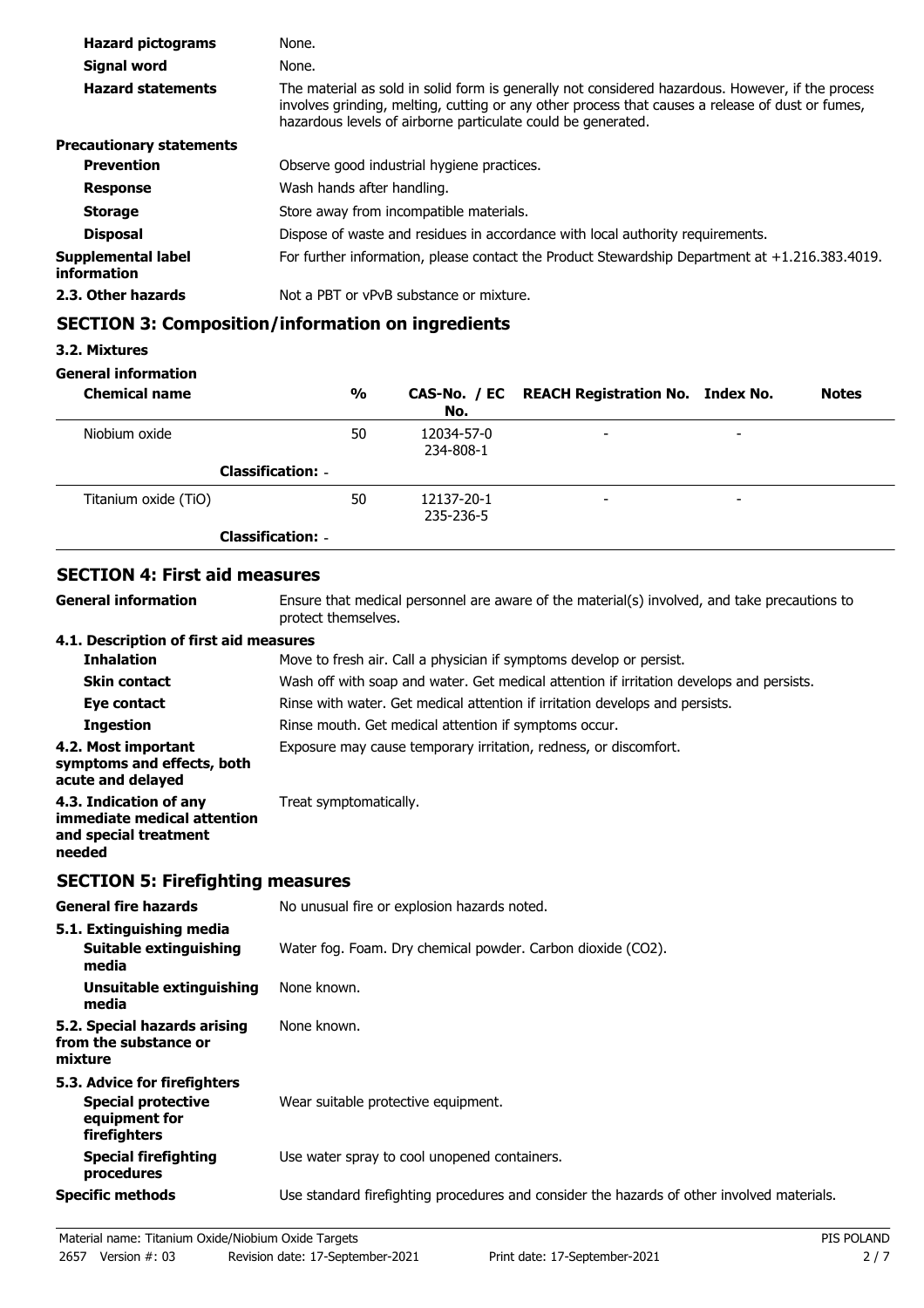| | |
|---|---|
| **Hazard pictograms** | None. |
| **Signal word** | None. |
| **Hazard statements** | The material as sold in solid form is generally not considered hazardous. However, if the process involves grinding, melting, cutting or any other process that causes a release of dust or fumes, hazardous levels of airborne particulate could be generated. |
| **Precautionary statements** | |
| **Prevention** | Observe good industrial hygiene practices. |
| **Response** | Wash hands after handling. |
| **Storage** | Store away from incompatible materials. |
| **Disposal** | Dispose of waste and residues in accordance with local authority requirements. |
| **Supplemental label information** | For further information, please contact the Product Stewardship Department at +1.216.383.4019. |
| **2.3. Other hazards** | Not a PBT or vPvB substance or mixture. |

## SECTION 3: Composition/information on ingredients

### 3.2. Mixtures

**General information**

| Chemical name | % | CAS-No. / EC No. | REACH Registration No. | Index No. | Notes |
|---|---|---|---|---|---|
| Niobium oxide | 50 | 12034-57-0<br>234-808-1 | - | - | |
| **Classification:** - | | | | | |
| Titanium oxide (TiO) | 50 | 12137-20-1<br>235-236-5 | - | - | |
| **Classification:** - | | | | | |

## SECTION 4: First aid measures

| | |
|---|---|
| **General information** | Ensure that medical personnel are aware of the material(s) involved, and take precautions to protect themselves. |
| **4.1. Description of first aid measures** | |
| **Inhalation** | Move to fresh air. Call a physician if symptoms develop or persist. |
| **Skin contact** | Wash off with soap and water. Get medical attention if irritation develops and persists. |
| **Eye contact** | Rinse with water. Get medical attention if irritation develops and persists. |
| **Ingestion** | Rinse mouth. Get medical attention if symptoms occur. |
| **4.2. Most important symptoms and effects, both acute and delayed** | Exposure may cause temporary irritation, redness, or discomfort. |
| **4.3. Indication of any immediate medical attention and special treatment needed** | Treat symptomatically. |

## SECTION 5: Firefighting measures

| | |
|---|---|
| **General fire hazards** | No unusual fire or explosion hazards noted. |
| **5.1. Extinguishing media** | |
| **Suitable extinguishing media** | Water fog. Foam. Dry chemical powder. Carbon dioxide ($CO_2$). |
| **Unsuitable extinguishing media** | None known. |
| **5.2. Special hazards arising from the substance or mixture** | None known. |
| **5.3. Advice for firefighters** | |
| **Special protective equipment for firefighters** | Wear suitable protective equipment. |
| **Special firefighting procedures** | Use water spray to cool unopened containers. |
| **Specific methods** | Use standard firefighting procedures and consider the hazards of other involved materials. |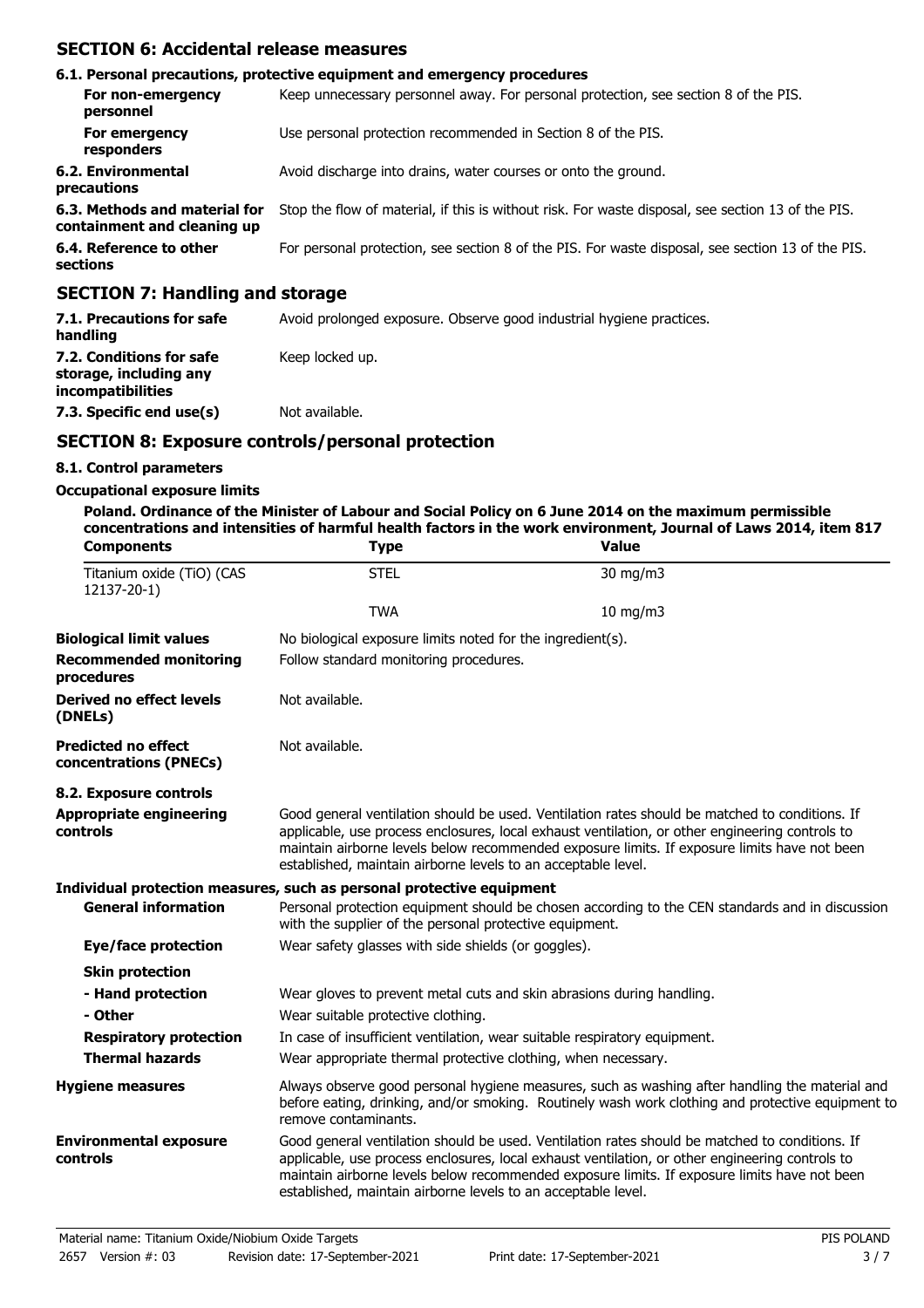## SECTION 6: Accidental release measures

### 6.1. Personal precautions, protective equipment and emergency procedures

| | |
|---|---|
| **For non-emergency personnel** | Keep unnecessary personnel away. For personal protection, see section 8 of the PIS. |
| **For emergency responders** | Use personal protection recommended in Section 8 of the PIS. |
| **6.2. Environmental precautions** | Avoid discharge into drains, water courses or onto the ground. |
| **6.3. Methods and material for containment and cleaning up** | Stop the flow of material, if this is without risk. For waste disposal, see section 13 of the PIS. |
| **6.4. Reference to other sections** | For personal protection, see section 8 of the PIS. For waste disposal, see section 13 of the PIS. |

## SECTION 7: Handling and storage

| | |
|---|---|
| **7.1. Precautions for safe handling** | Avoid prolonged exposure. Observe good industrial hygiene practices. |
| **7.2. Conditions for safe storage, including any incompatibilities** | Keep locked up. |
| **7.3. Specific end use(s)** | Not available. |

## SECTION 8: Exposure controls/personal protection

### 8.1. Control parameters

**Occupational exposure limits**

**Poland. Ordinance of the Minister of Labour and Social Policy on 6 June 2014 on the maximum permissible concentrations and intensities of harmful health factors in the work environment, Journal of Laws 2014, item 817**

| Components | Type | Value |
|---|---|---|
| Titanium oxide (TiO) (CAS 12137-20-1) | STEL | 30 mg/m3 |
| | TWA | 10 mg/m3 |

| | |
|---|---|
| **Biological limit values** | No biological exposure limits noted for the ingredient(s). |
| **Recommended monitoring procedures** | Follow standard monitoring procedures. |
| **Derived no effect levels (DNELs)** | Not available. |
| **Predicted no effect concentrations (PNECs)** | Not available. |

### 8.2. Exposure controls

| | |
|---|---|
| **Appropriate engineering controls** | Good general ventilation should be used. Ventilation rates should be matched to conditions. If applicable, use process enclosures, local exhaust ventilation, or other engineering controls to maintain airborne levels below recommended exposure limits. If exposure limits have not been established, maintain airborne levels to an acceptable level. |

**Individual protection measures, such as personal protective equipment**

| | |
|---|---|
| **General information** | Personal protection equipment should be chosen according to the CEN standards and in discussion with the supplier of the personal protective equipment. |
| **Eye/face protection** | Wear safety glasses with side shields (or goggles). |
| **Skin protection** | |
| **- Hand protection** | Wear gloves to prevent metal cuts and skin abrasions during handling. |
| **- Other** | Wear suitable protective clothing. |
| **Respiratory protection** | In case of insufficient ventilation, wear suitable respiratory equipment. |
| **Thermal hazards** | Wear appropriate thermal protective clothing, when necessary. |
| **Hygiene measures** | Always observe good personal hygiene measures, such as washing after handling the material and before eating, drinking, and/or smoking. Routinely wash work clothing and protective equipment to remove contaminants. |
| **Environmental exposure controls** | Good general ventilation should be used. Ventilation rates should be matched to conditions. If applicable, use process enclosures, local exhaust ventilation, or other engineering controls to maintain airborne levels below recommended exposure limits. If exposure limits have not been established, maintain airborne levels to an acceptable level. |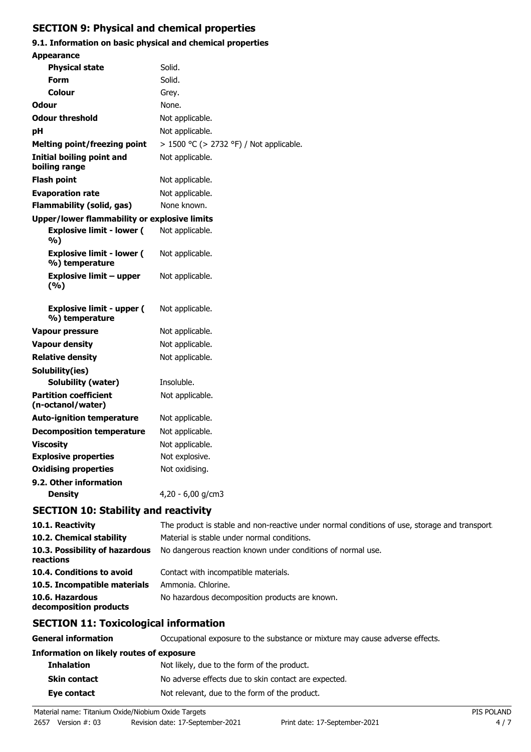## SECTION 9: Physical and chemical properties

### 9.1. Information on basic physical and chemical properties

| Property | Value |
| --- | --- |
| **Appearance** | |
| **Physical state** | Solid. |
| **Form** | Solid. |
| **Colour** | Grey. |
| **Odour** | None. |
| **Odour threshold** | Not applicable. |
| **pH** | Not applicable. |
| **Melting point/freezing point** | > 1500 °C (> 2732 °F) / Not applicable. |
| **Initial boiling point and boiling range** | Not applicable. |
| **Flash point** | Not applicable. |
| **Evaporation rate** | Not applicable. |
| **Flammability (solid, gas)** | None known. |
| **Upper/lower flammability or explosive limits** | |
| **Explosive limit - lower ( %)** | Not applicable. |
| **Explosive limit - lower ( %) temperature** | Not applicable. |
| **Explosive limit – upper (%)** | Not applicable. |
| **Explosive limit - upper ( %) temperature** | Not applicable. |
| **Vapour pressure** | Not applicable. |
| **Vapour density** | Not applicable. |
| **Relative density** | Not applicable. |
| **Solubility(ies)** | |
| **Solubility (water)** | Insoluble. |
| **Partition coefficient (n-octanol/water)** | Not applicable. |
| **Auto-ignition temperature** | Not applicable. |
| **Decomposition temperature** | Not applicable. |
| **Viscosity** | Not applicable. |
| **Explosive properties** | Not explosive. |
| **Oxidising properties** | Not oxidising. |

### 9.2. Other information

| Property | Value |
| --- | --- |
| **Density** | 4,20 - 6,00 g/cm3 |

## SECTION 10: Stability and reactivity

| | |
| --- | --- |
| **10.1. Reactivity** | The product is stable and non-reactive under normal conditions of use, storage and transport. |
| **10.2. Chemical stability** | Material is stable under normal conditions. |
| **10.3. Possibility of hazardous reactions** | No dangerous reaction known under conditions of normal use. |
| **10.4. Conditions to avoid** | Contact with incompatible materials. |
| **10.5. Incompatible materials** | Ammonia. Chlorine. |
| **10.6. Hazardous decomposition products** | No hazardous decomposition products are known. |

## SECTION 11: Toxicological information

| | |
| --- | --- |
| **General information** | Occupational exposure to the substance or mixture may cause adverse effects. |
| **Information on likely routes of exposure** | |
| **Inhalation** | Not likely, due to the form of the product. |
| **Skin contact** | No adverse effects due to skin contact are expected. |
| **Eye contact** | Not relevant, due to the form of the product. |

Material name: Titanium Oxide/Niobium Oxide Targets
2657 Version #: 03 Revision date: 17-September-2021 Print date: 17-September-2021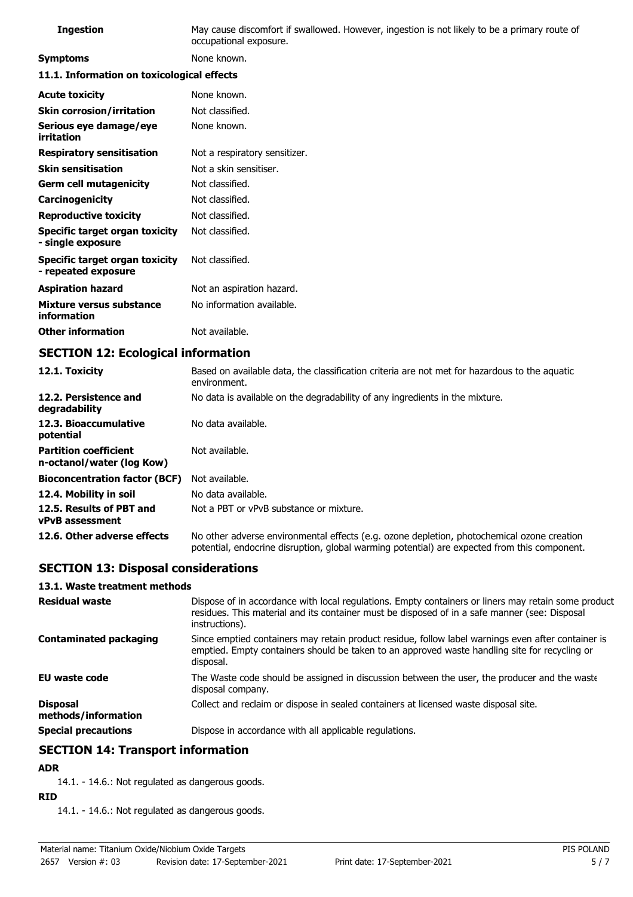| | |
|---|---|
| **Ingestion** | May cause discomfort if swallowed. However, ingestion is not likely to be a primary route of occupational exposure. |
| **Symptoms** | None known. |

**11.1. Information on toxicological effects**

| | |
|---|---|
| **Acute toxicity** | None known. |
| **Skin corrosion/irritation** | Not classified. |
| **Serious eye damage/eye irritation** | None known. |
| **Respiratory sensitisation** | Not a respiratory sensitizer. |
| **Skin sensitisation** | Not a skin sensitiser. |
| **Germ cell mutagenicity** | Not classified. |
| **Carcinogenicity** | Not classified. |
| **Reproductive toxicity** | Not classified. |
| **Specific target organ toxicity - single exposure** | Not classified. |
| **Specific target organ toxicity - repeated exposure** | Not classified. |
| **Aspiration hazard** | Not an aspiration hazard. |
| **Mixture versus substance information** | No information available. |
| **Other information** | Not available. |

## SECTION 12: Ecological information

| | |
|---|---|
| **12.1. Toxicity** | Based on available data, the classification criteria are not met for hazardous to the aquatic environment. |
| **12.2. Persistence and degradability** | No data is available on the degradability of any ingredients in the mixture. |
| **12.3. Bioaccumulative potential** | No data available. |
| **Partition coefficient n-octanol/water (log Kow)** | Not available. |
| **Bioconcentration factor (BCF)** | Not available. |
| **12.4. Mobility in soil** | No data available. |
| **12.5. Results of PBT and vPvB assessment** | Not a PBT or vPvB substance or mixture. |
| **12.6. Other adverse effects** | No other adverse environmental effects (e.g. ozone depletion, photochemical ozone creation potential, endocrine disruption, global warming potential) are expected from this component. |

## SECTION 13: Disposal considerations

**13.1. Waste treatment methods**

| | |
|---|---|
| **Residual waste** | Dispose of in accordance with local regulations. Empty containers or liners may retain some product residues. This material and its container must be disposed of in a safe manner (see: Disposal instructions). |
| **Contaminated packaging** | Since emptied containers may retain product residue, follow label warnings even after container is emptied. Empty containers should be taken to an approved waste handling site for recycling or disposal. |
| **EU waste code** | The Waste code should be assigned in discussion between the user, the producer and the waste disposal company. |
| **Disposal methods/information** | Collect and reclaim or dispose in sealed containers at licensed waste disposal site. |
| **Special precautions** | Dispose in accordance with all applicable regulations. |

## SECTION 14: Transport information

**ADR**

14.1. - 14.6.: Not regulated as dangerous goods.

**RID**

14.1. - 14.6.: Not regulated as dangerous goods.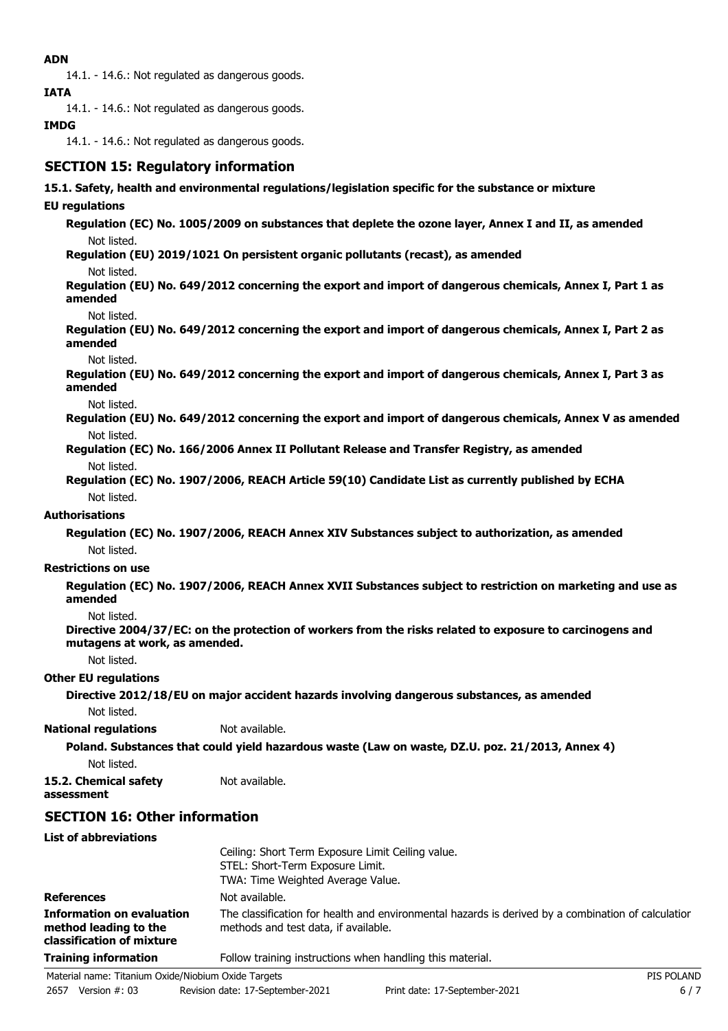**ADN**

14.1. - 14.6.: Not regulated as dangerous goods.

**IATA**

14.1. - 14.6.: Not regulated as dangerous goods.

**IMDG**

14.1. - 14.6.: Not regulated as dangerous goods.

## SECTION 15: Regulatory information

**15.1. Safety, health and environmental regulations/legislation specific for the substance or mixture**

**EU regulations**

**Regulation (EC) No. 1005/2009 on substances that deplete the ozone layer, Annex I and II, as amended**

Not listed.

**Regulation (EU) 2019/1021 On persistent organic pollutants (recast), as amended**

Not listed.

**Regulation (EU) No. 649/2012 concerning the export and import of dangerous chemicals, Annex I, Part 1 as amended**

Not listed.

**Regulation (EU) No. 649/2012 concerning the export and import of dangerous chemicals, Annex I, Part 2 as amended**

Not listed.

**Regulation (EU) No. 649/2012 concerning the export and import of dangerous chemicals, Annex I, Part 3 as amended**

Not listed.

**Regulation (EU) No. 649/2012 concerning the export and import of dangerous chemicals, Annex V as amended**

Not listed.

**Regulation (EC) No. 166/2006 Annex II Pollutant Release and Transfer Registry, as amended**

Not listed.

**Regulation (EC) No. 1907/2006, REACH Article 59(10) Candidate List as currently published by ECHA**

Not listed.

**Authorisations**

**Regulation (EC) No. 1907/2006, REACH Annex XIV Substances subject to authorization, as amended**

Not listed.

**Restrictions on use**

**Regulation (EC) No. 1907/2006, REACH Annex XVII Substances subject to restriction on marketing and use as amended**

Not listed.

**Directive 2004/37/EC: on the protection of workers from the risks related to exposure to carcinogens and mutagens at work, as amended.**

Not listed.

**Other EU regulations**

**Directive 2012/18/EU on major accident hazards involving dangerous substances, as amended**

Not listed.

**National regulations** Not available.

**Poland. Substances that could yield hazardous waste (Law on waste, DZ.U. poz. 21/2013, Annex 4)**

Not listed.

**15.2. Chemical safety assessment** Not available.

## SECTION 16: Other information

**List of abbreviations**

Ceiling: Short Term Exposure Limit Ceiling value.
STEL: Short-Term Exposure Limit.
TWA: Time Weighted Average Value.

**References** Not available.

**Information on evaluation method leading to the classification of mixture** The classification for health and environmental hazards is derived by a combination of calculation methods and test data, if available.

**Training information** Follow training instructions when handling this material.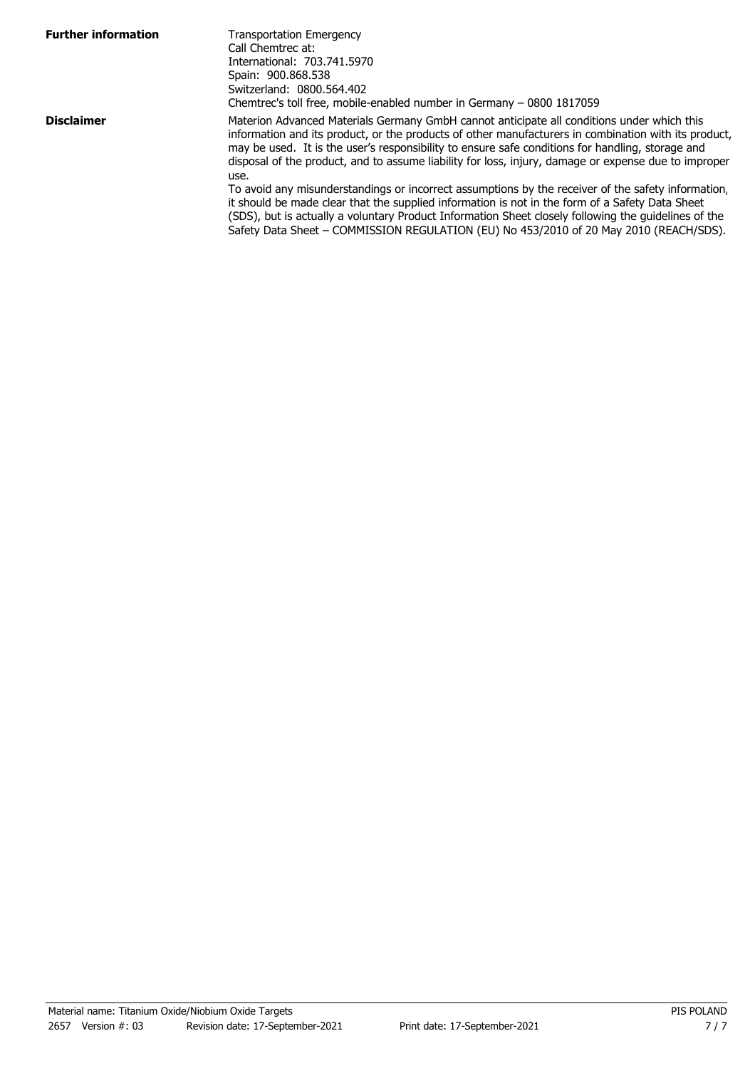**Further information**

Transportation Emergency
Call Chemtrec at:
International: 703.741.5970
Spain: 900.868.538
Switzerland: 0800.564.402
Chemtrec's toll free, mobile-enabled number in Germany – 0800 1817059

**Disclaimer**

Materion Advanced Materials Germany GmbH cannot anticipate all conditions under which this information and its product, or the products of other manufacturers in combination with its product, may be used. It is the user's responsibility to ensure safe conditions for handling, storage and disposal of the product, and to assume liability for loss, injury, damage or expense due to improper use.

To avoid any misunderstandings or incorrect assumptions by the receiver of the safety information, it should be made clear that the supplied information is not in the form of a Safety Data Sheet (SDS), but is actually a voluntary Product Information Sheet closely following the guidelines of the Safety Data Sheet – COMMISSION REGULATION (EU) No 453/2010 of 20 May 2010 (REACH/SDS).